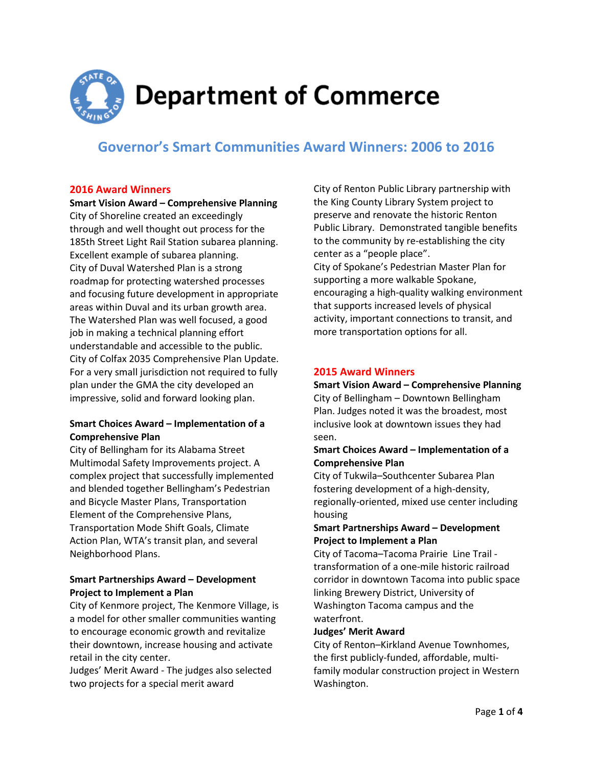# Department of Commerce

## Governor's Smart Communities Award Winners: 2006 to 2016

### 2016 Award Winners

**Smart Vision Award – Comprehensive Planning**

City of Shoreline created an exceedingly through and well thought out process for the 185th Street Light Rail Station subarea planning. Excellent example of subarea planning.

City of Duval Watershed Plan is a strong roadmap for protecting watershed processes and focusing future development in appropriate areas within Duval and its urban growth area. The Watershed Plan was well focused, a good job in making a technical planning effort understandable and accessible to the public.

City of Colfax 2035 Comprehensive Plan Update. For a very small jurisdiction not required to fully plan under the GMA the city developed an impressive, solid and forward looking plan.

**Smart Choices Award – Implementation of a Comprehensive Plan**

City of Bellingham for its Alabama Street Multimodal Safety Improvements project. A complex project that successfully implemented and blended together Bellingham's Pedestrian and Bicycle Master Plans, Transportation Element of the Comprehensive Plans, Transportation Mode Shift Goals, Climate Action Plan, WTA's transit plan, and several Neighborhood Plans.

**Smart Partnerships Award – Development Project to Implement a Plan**

City of Kenmore project, The Kenmore Village, is a model for other smaller communities wanting to encourage economic growth and revitalize their downtown, increase housing and activate retail in the city center.

Judges' Merit Award - The judges also selected two projects for a special merit award

City of Renton Public Library partnership with the King County Library System project to preserve and renovate the historic Renton Public Library. Demonstrated tangible benefits to the community by re-establishing the city center as a "people place".

City of Spokane's Pedestrian Master Plan for supporting a more walkable Spokane, encouraging a high-quality walking environment that supports increased levels of physical activity, important connections to transit, and more transportation options for all.

### 2015 Award Winners

**Smart Vision Award – Comprehensive Planning**

City of Bellingham – Downtown Bellingham Plan. Judges noted it was the broadest, most inclusive look at downtown issues they had seen.

**Smart Choices Award – Implementation of a Comprehensive Plan**

City of Tukwila–Southcenter Subarea Plan fostering development of a high-density, regionally-oriented, mixed use center including housing

**Smart Partnerships Award – Development Project to Implement a Plan**

City of Tacoma–Tacoma Prairie Line Trail - transformation of a one-mile historic railroad corridor in downtown Tacoma into public space linking Brewery District, University of Washington Tacoma campus and the waterfront.

**Judges' Merit Award**

City of Renton–Kirkland Avenue Townhomes, the first publicly-funded, affordable, multi-family modular construction project in Western Washington.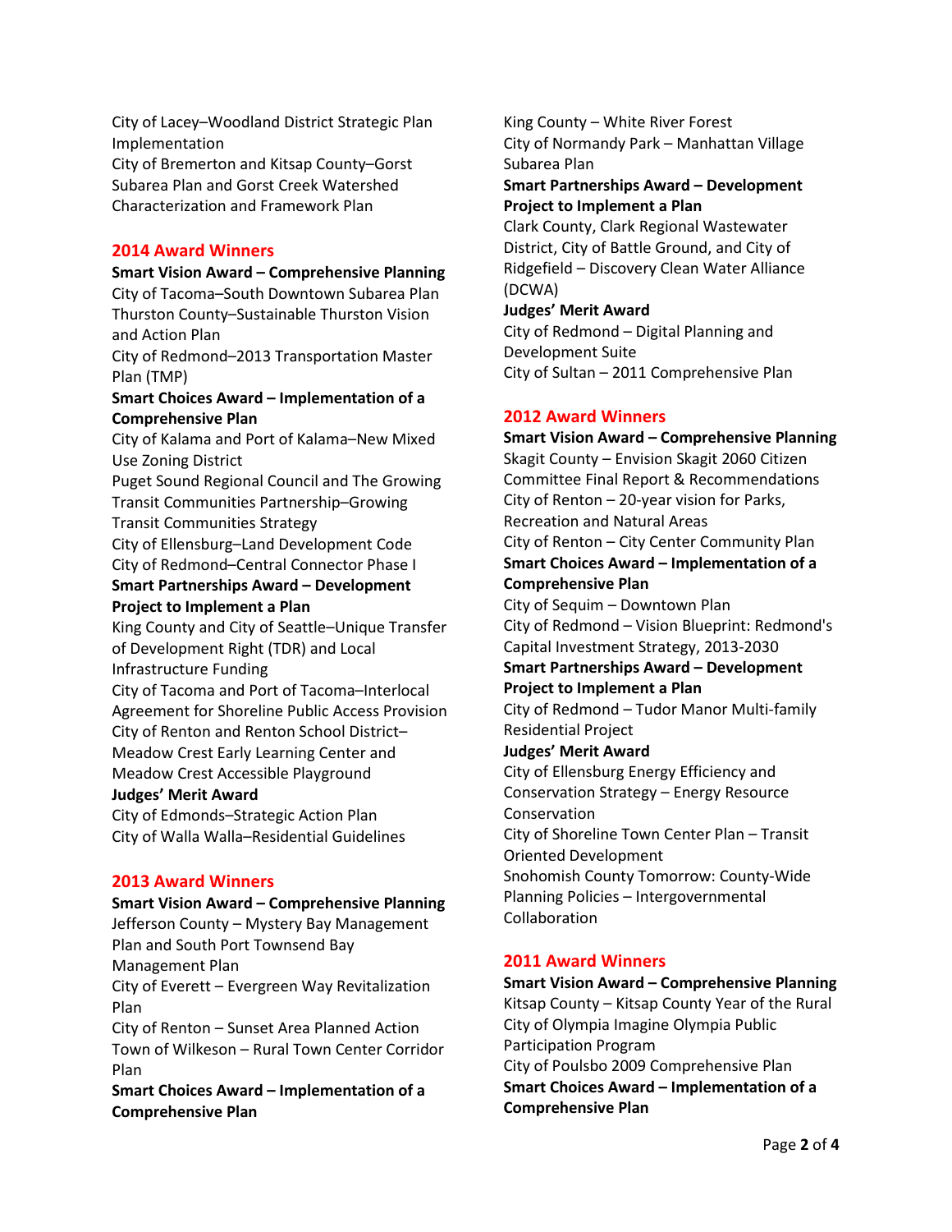City of Lacey–Woodland District Strategic Plan Implementation
City of Bremerton and Kitsap County–Gorst Subarea Plan and Gorst Creek Watershed Characterization and Framework Plan

## 2014 Award Winners

**Smart Vision Award – Comprehensive Planning**
City of Tacoma–South Downtown Subarea Plan
Thurston County–Sustainable Thurston Vision and Action Plan
City of Redmond–2013 Transportation Master Plan (TMP)

**Smart Choices Award – Implementation of a Comprehensive Plan**
City of Kalama and Port of Kalama–New Mixed Use Zoning District
Puget Sound Regional Council and The Growing Transit Communities Partnership–Growing Transit Communities Strategy
City of Ellensburg–Land Development Code
City of Redmond–Central Connector Phase I

**Smart Partnerships Award – Development Project to Implement a Plan**
King County and City of Seattle–Unique Transfer of Development Right (TDR) and Local Infrastructure Funding
City of Tacoma and Port of Tacoma–Interlocal Agreement for Shoreline Public Access Provision
City of Renton and Renton School District–Meadow Crest Early Learning Center and Meadow Crest Accessible Playground

**Judges' Merit Award**
City of Edmonds–Strategic Action Plan
City of Walla Walla–Residential Guidelines

## 2013 Award Winners

**Smart Vision Award – Comprehensive Planning**
Jefferson County – Mystery Bay Management Plan and South Port Townsend Bay Management Plan
City of Everett – Evergreen Way Revitalization Plan
City of Renton – Sunset Area Planned Action
Town of Wilkeson – Rural Town Center Corridor Plan

**Smart Choices Award – Implementation of a Comprehensive Plan**
King County – White River Forest
City of Normandy Park – Manhattan Village Subarea Plan

**Smart Partnerships Award – Development Project to Implement a Plan**
Clark County, Clark Regional Wastewater District, City of Battle Ground, and City of Ridgefield – Discovery Clean Water Alliance (DCWA)

**Judges' Merit Award**
City of Redmond – Digital Planning and Development Suite
City of Sultan – 2011 Comprehensive Plan

## 2012 Award Winners

**Smart Vision Award – Comprehensive Planning**
Skagit County – Envision Skagit 2060 Citizen Committee Final Report & Recommendations
City of Renton – 20-year vision for Parks, Recreation and Natural Areas
City of Renton – City Center Community Plan

**Smart Choices Award – Implementation of a Comprehensive Plan**
City of Sequim – Downtown Plan
City of Redmond – Vision Blueprint: Redmond's Capital Investment Strategy, 2013-2030

**Smart Partnerships Award – Development Project to Implement a Plan**
City of Redmond – Tudor Manor Multi-family Residential Project

**Judges' Merit Award**
City of Ellensburg Energy Efficiency and Conservation Strategy – Energy Resource Conservation
City of Shoreline Town Center Plan – Transit Oriented Development
Snohomish County Tomorrow: County-Wide Planning Policies – Intergovernmental Collaboration

## 2011 Award Winners

**Smart Vision Award – Comprehensive Planning**
Kitsap County – Kitsap County Year of the Rural
City of Olympia Imagine Olympia Public Participation Program
City of Poulsbo 2009 Comprehensive Plan

**Smart Choices Award – Implementation of a Comprehensive Plan**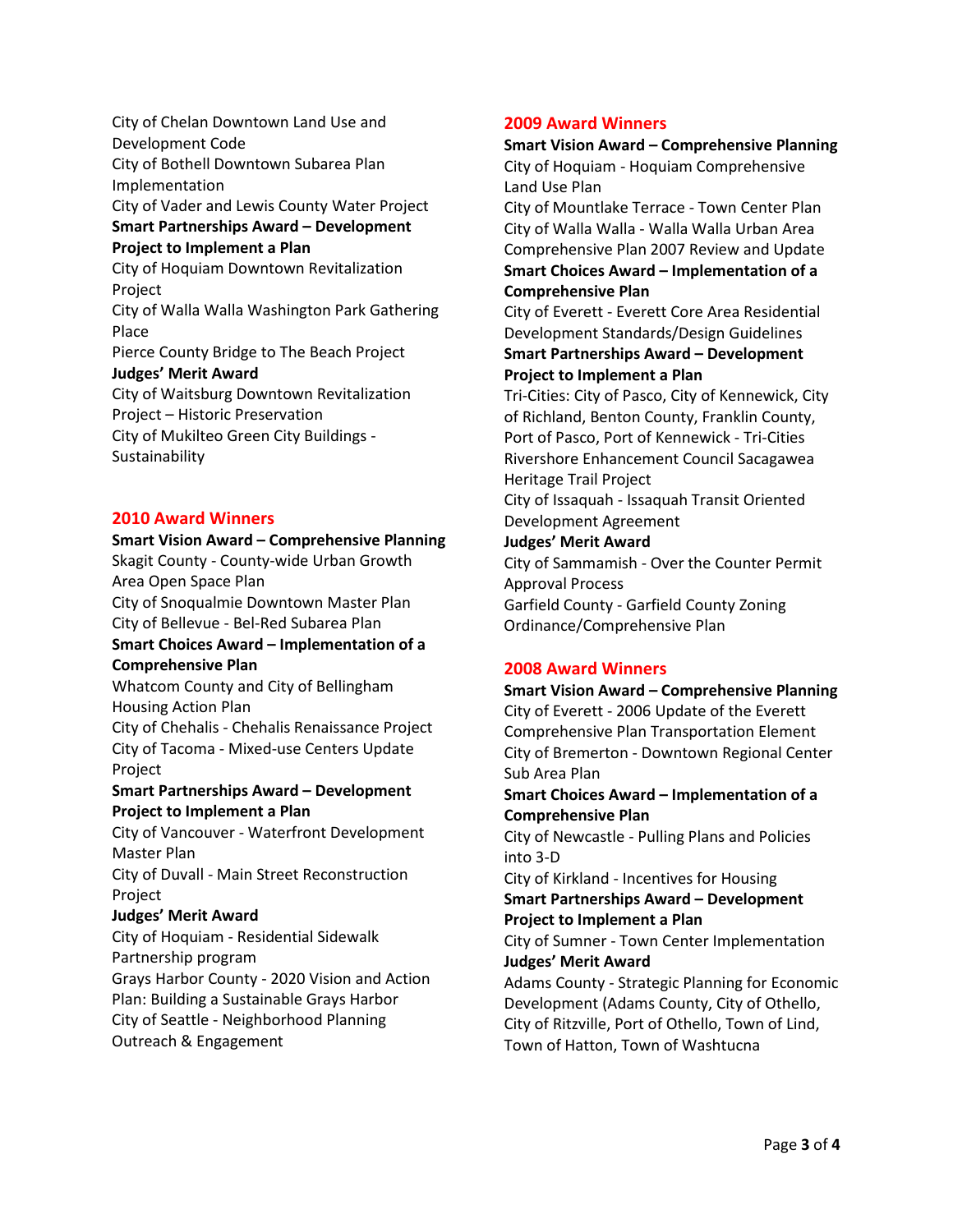City of Chelan Downtown Land Use and Development Code
City of Bothell Downtown Subarea Plan Implementation
City of Vader and Lewis County Water Project

**Smart Partnerships Award – Development Project to Implement a Plan**

City of Hoquiam Downtown Revitalization Project
City of Walla Walla Washington Park Gathering Place
Pierce County Bridge to The Beach Project

**Judges' Merit Award**

City of Waitsburg Downtown Revitalization Project – Historic Preservation
City of Mukilteo Green City Buildings - Sustainability

## 2010 Award Winners

**Smart Vision Award – Comprehensive Planning**

Skagit County - County-wide Urban Growth Area Open Space Plan
City of Snoqualmie Downtown Master Plan
City of Bellevue - Bel-Red Subarea Plan

**Smart Choices Award – Implementation of a Comprehensive Plan**

Whatcom County and City of Bellingham Housing Action Plan
City of Chehalis - Chehalis Renaissance Project
City of Tacoma - Mixed-use Centers Update Project

**Smart Partnerships Award – Development Project to Implement a Plan**

City of Vancouver - Waterfront Development Master Plan
City of Duvall - Main Street Reconstruction Project

**Judges' Merit Award**

City of Hoquiam - Residential Sidewalk Partnership program
Grays Harbor County - 2020 Vision and Action Plan: Building a Sustainable Grays Harbor
City of Seattle - Neighborhood Planning Outreach & Engagement

## 2009 Award Winners

**Smart Vision Award – Comprehensive Planning**

City of Hoquiam - Hoquiam Comprehensive Land Use Plan
City of Mountlake Terrace - Town Center Plan
City of Walla Walla - Walla Walla Urban Area Comprehensive Plan 2007 Review and Update

**Smart Choices Award – Implementation of a Comprehensive Plan**

City of Everett - Everett Core Area Residential Development Standards/Design Guidelines

**Smart Partnerships Award – Development Project to Implement a Plan**

Tri-Cities: City of Pasco, City of Kennewick, City of Richland, Benton County, Franklin County, Port of Pasco, Port of Kennewick - Tri-Cities Rivershore Enhancement Council Sacagawea Heritage Trail Project
City of Issaquah - Issaquah Transit Oriented Development Agreement

**Judges' Merit Award**

City of Sammamish - Over the Counter Permit Approval Process
Garfield County - Garfield County Zoning Ordinance/Comprehensive Plan

## 2008 Award Winners

**Smart Vision Award – Comprehensive Planning**

City of Everett - 2006 Update of the Everett Comprehensive Plan Transportation Element
City of Bremerton - Downtown Regional Center Sub Area Plan

**Smart Choices Award – Implementation of a Comprehensive Plan**

City of Newcastle - Pulling Plans and Policies into 3-D
City of Kirkland - Incentives for Housing

**Smart Partnerships Award – Development Project to Implement a Plan**

City of Sumner - Town Center Implementation

**Judges' Merit Award**

Adams County - Strategic Planning for Economic Development (Adams County, City of Othello, City of Ritzville, Port of Othello, Town of Lind, Town of Hatton, Town of Washtucna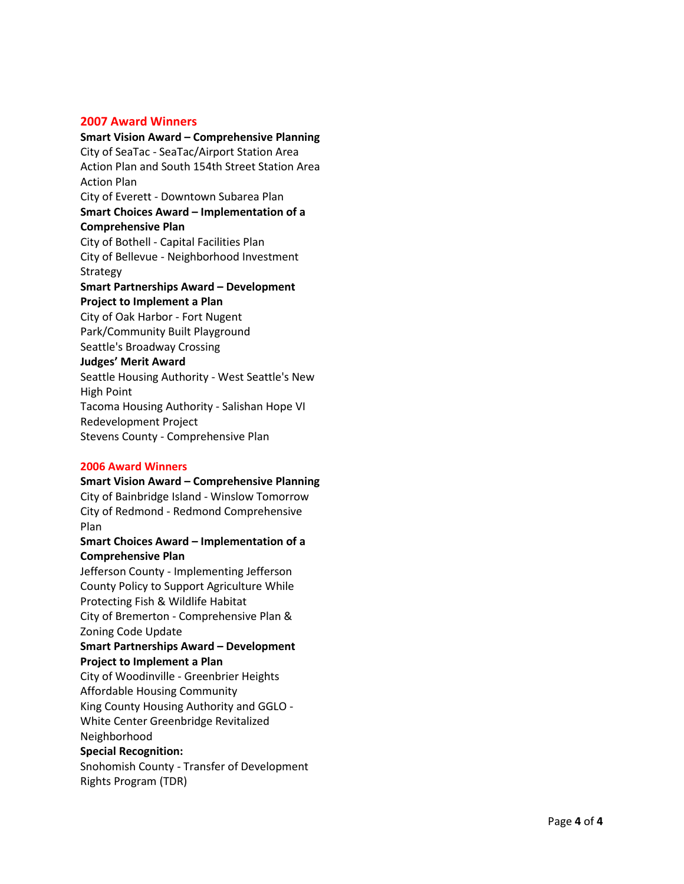## 2007 Award Winners

**Smart Vision Award – Comprehensive Planning**

City of SeaTac - SeaTac/Airport Station Area Action Plan and South 154th Street Station Area Action Plan

City of Everett - Downtown Subarea Plan

**Smart Choices Award – Implementation of a Comprehensive Plan**

City of Bothell - Capital Facilities Plan

City of Bellevue - Neighborhood Investment Strategy

**Smart Partnerships Award – Development Project to Implement a Plan**

City of Oak Harbor - Fort Nugent Park/Community Built Playground

Seattle's Broadway Crossing

**Judges' Merit Award**

Seattle Housing Authority - West Seattle's New High Point

Tacoma Housing Authority - Salishan Hope VI Redevelopment Project

Stevens County - Comprehensive Plan

## 2006 Award Winners

**Smart Vision Award – Comprehensive Planning**

City of Bainbridge Island - Winslow Tomorrow

City of Redmond - Redmond Comprehensive Plan

**Smart Choices Award – Implementation of a Comprehensive Plan**

Jefferson County - Implementing Jefferson County Policy to Support Agriculture While Protecting Fish & Wildlife Habitat

City of Bremerton - Comprehensive Plan & Zoning Code Update

**Smart Partnerships Award – Development Project to Implement a Plan**

City of Woodinville - Greenbrier Heights Affordable Housing Community

King County Housing Authority and GGLO - White Center Greenbridge Revitalized Neighborhood

**Special Recognition:**

Snohomish County - Transfer of Development Rights Program (TDR)